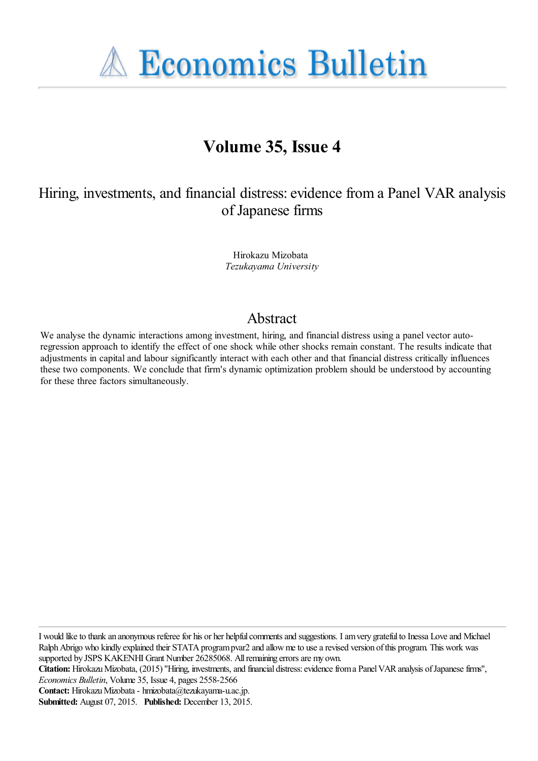# Economics Bulletin

## Volume 35, Issue 4

# Hiring, investments, and financial distress: evidence from a Panel VAR analysis of Japanese firms

Hirokazu Mizobata
*Tezukayama University*

## Abstract

We analyse the dynamic interactions among investment, hiring, and financial distress using a panel vector auto-regression approach to identify the effect of one shock while other shocks remain constant. The results indicate that adjustments in capital and labour significantly interact with each other and that financial distress critically influences these two components. We conclude that firm's dynamic optimization problem should be understood by accounting for these three factors simultaneously.

---

I would like to thank an anonymous referee for his or her helpful comments and suggestions. I am very grateful to Inessa Love and Michael Ralph Abrigo who kindly explained their STATA program pvar2 and allow me to use a revised version of this program. This work was supported by JSPS KAKENHI Grant Number 26285068. All remaining errors are my own.

**Citation:** Hirokazu Mizobata, (2015) "Hiring, investments, and financial distress: evidence from a Panel VAR analysis of Japanese firms", *Economics Bulletin*, Volume 35, Issue 4, pages 2558-2566

**Contact:** Hirokazu Mizobata - hmizobata@tezukayama-u.ac.jp.

**Submitted:** August 07, 2015. **Published:** December 13, 2015.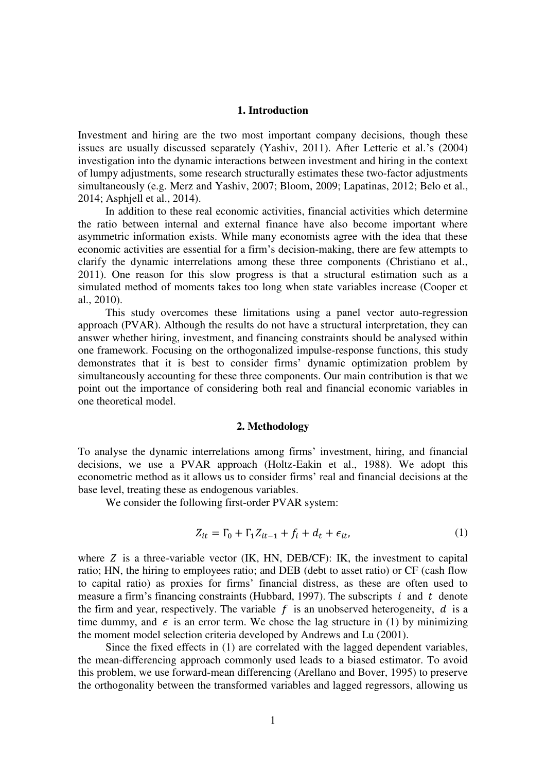## 1. Introduction

Investment and hiring are the two most important company decisions, though these issues are usually discussed separately (Yashiv, 2011). After Letterie et al.'s (2004) investigation into the dynamic interactions between investment and hiring in the context of lumpy adjustments, some research structurally estimates these two-factor adjustments simultaneously (e.g. Merz and Yashiv, 2007; Bloom, 2009; Lapatinas, 2012; Belo et al., 2014; Asphjell et al., 2014).

In addition to these real economic activities, financial activities which determine the ratio between internal and external finance have also become important where asymmetric information exists. While many economists agree with the idea that these economic activities are essential for a firm's decision-making, there are few attempts to clarify the dynamic interrelations among these three components (Christiano et al., 2011). One reason for this slow progress is that a structural estimation such as a simulated method of moments takes too long when state variables increase (Cooper et al., 2010).

This study overcomes these limitations using a panel vector auto-regression approach (PVAR). Although the results do not have a structural interpretation, they can answer whether hiring, investment, and financing constraints should be analysed within one framework. Focusing on the orthogonalized impulse-response functions, this study demonstrates that it is best to consider firms' dynamic optimization problem by simultaneously accounting for these three components. Our main contribution is that we point out the importance of considering both real and financial economic variables in one theoretical model.

## 2. Methodology

To analyse the dynamic interrelations among firms' investment, hiring, and financial decisions, we use a PVAR approach (Holtz-Eakin et al., 1988). We adopt this econometric method as it allows us to consider firms' real and financial decisions at the base level, treating these as endogenous variables.

We consider the following first-order PVAR system:

$$Z_{it} = \Gamma_0 + \Gamma_1 Z_{it-1} + f_i + d_t + \epsilon_{it}, \tag{1}$$

where $Z$ is a three-variable vector (IK, HN, DEB/CF): IK, the investment to capital ratio; HN, the hiring to employees ratio; and DEB (debt to asset ratio) or CF (cash flow to capital ratio) as proxies for firms' financial distress, as these are often used to measure a firm's financing constraints (Hubbard, 1997). The subscripts $i$ and $t$ denote the firm and year, respectively. The variable $f$ is an unobserved heterogeneity, $d$ is a time dummy, and $\epsilon$ is an error term. We chose the lag structure in (1) by minimizing the moment model selection criteria developed by Andrews and Lu (2001).

Since the fixed effects in (1) are correlated with the lagged dependent variables, the mean-differencing approach commonly used leads to a biased estimator. To avoid this problem, we use forward-mean differencing (Arellano and Bover, 1995) to preserve the orthogonality between the transformed variables and lagged regressors, allowing us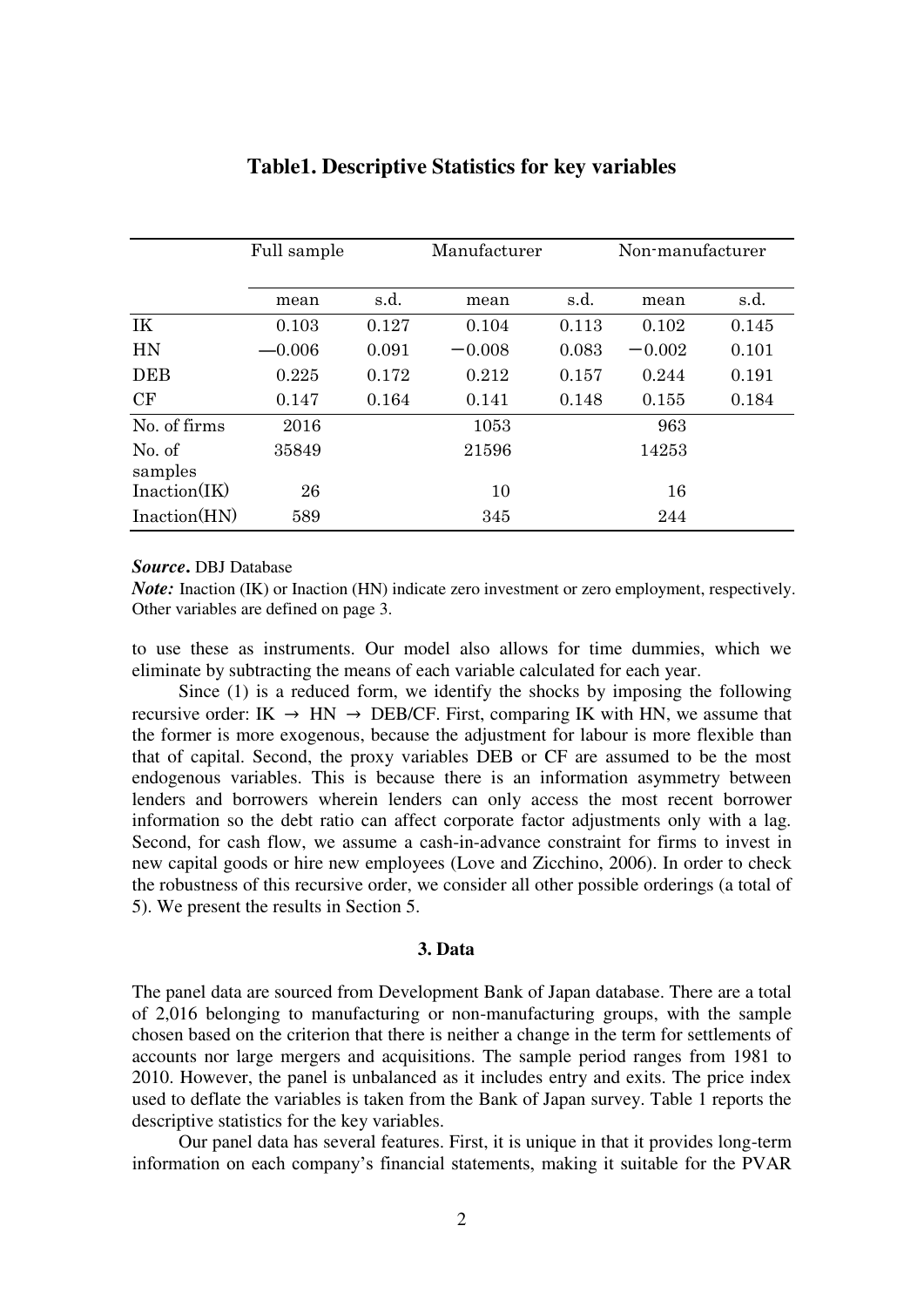**Table1. Descriptive Statistics for key variables**

| | Full sample | | Manufacturer | | Non-manufacturer | |
|---|---|---|---|---|---|---|
| | mean | s.d. | mean | s.d. | mean | s.d. |
| IK | 0.103 | 0.127 | 0.104 | 0.113 | 0.102 | 0.145 |
| HN | −0.006 | 0.091 | −0.008 | 0.083 | −0.002 | 0.101 |
| DEB | 0.225 | 0.172 | 0.212 | 0.157 | 0.244 | 0.191 |
| CF | 0.147 | 0.164 | 0.141 | 0.148 | 0.155 | 0.184 |
| No. of firms | 2016 | | 1053 | | 963 | |
| No. of samples | 35849 | | 21596 | | 14253 | |
| Inaction(IK) | 26 | | 10 | | 16 | |
| Inaction(HN) | 589 | | 345 | | 244 | |

***Source*.** DBJ Database

***Note:*** Inaction (IK) or Inaction (HN) indicate zero investment or zero employment, respectively. Other variables are defined on page 3.

to use these as instruments. Our model also allows for time dummies, which we eliminate by subtracting the means of each variable calculated for each year.

Since (1) is a reduced form, we identify the shocks by imposing the following recursive order: IK $\rightarrow$ HN $\rightarrow$ DEB/CF. First, comparing IK with HN, we assume that the former is more exogenous, because the adjustment for labour is more flexible than that of capital. Second, the proxy variables DEB or CF are assumed to be the most endogenous variables. This is because there is an information asymmetry between lenders and borrowers wherein lenders can only access the most recent borrower information so the debt ratio can affect corporate factor adjustments only with a lag. Second, for cash flow, we assume a cash-in-advance constraint for firms to invest in new capital goods or hire new employees (Love and Zicchino, 2006). In order to check the robustness of this recursive order, we consider all other possible orderings (a total of 5). We present the results in Section 5.

### 3. Data

The panel data are sourced from Development Bank of Japan database. There are a total of 2,016 belonging to manufacturing or non-manufacturing groups, with the sample chosen based on the criterion that there is neither a change in the term for settlements of accounts nor large mergers and acquisitions. The sample period ranges from 1981 to 2010. However, the panel is unbalanced as it includes entry and exits. The price index used to deflate the variables is taken from the Bank of Japan survey. Table 1 reports the descriptive statistics for the key variables.

Our panel data has several features. First, it is unique in that it provides long-term information on each company's financial statements, making it suitable for the PVAR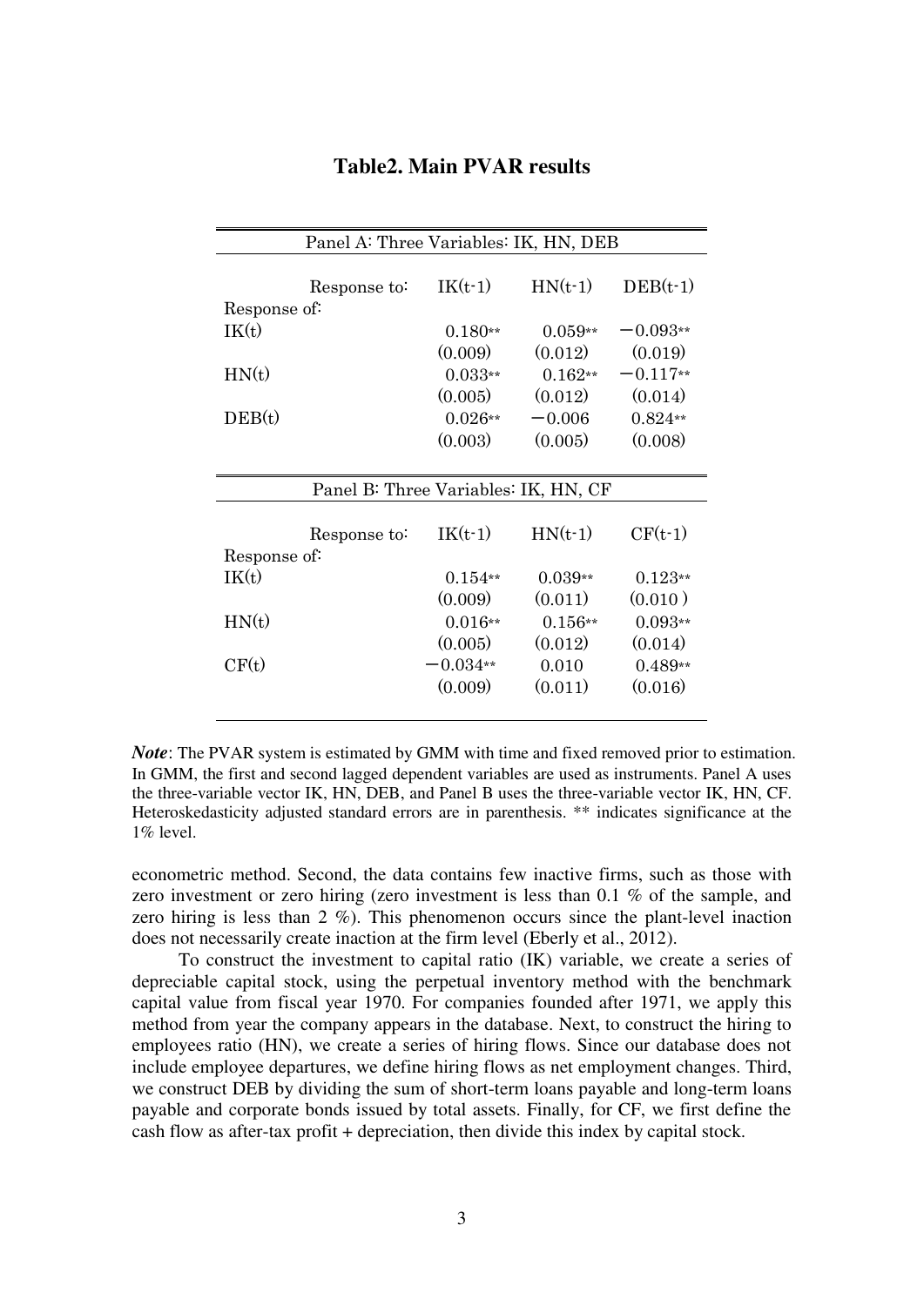**Table2. Main PVAR results**

| Panel A: Three Variables: IK, HN, DEB | | | |
|---|---|---|---|
| Response to: | IK(t-1) | HN(t-1) | DEB(t-1) |
| Response of: | | | |
| IK(t) | 0.180** | 0.059** | −0.093** |
| | (0.009) | (0.012) | (0.019) |
| HN(t) | 0.033** | 0.162** | −0.117** |
| | (0.005) | (0.012) | (0.014) |
| DEB(t) | 0.026** | −0.006 | 0.824** |
| | (0.003) | (0.005) | (0.008) |

| Panel B: Three Variables: IK, HN, CF | | | |
|---|---|---|---|
| Response to: | IK(t-1) | HN(t-1) | CF(t-1) |
| Response of: | | | |
| IK(t) | 0.154** | 0.039** | 0.123** |
| | (0.009) | (0.011) | (0.010 ) |
| HN(t) | 0.016** | 0.156** | 0.093** |
| | (0.005) | (0.012) | (0.014) |
| CF(t) | −0.034** | 0.010 | 0.489** |
| | (0.009) | (0.011) | (0.016) |

***Note***: The PVAR system is estimated by GMM with time and fixed removed prior to estimation. In GMM, the first and second lagged dependent variables are used as instruments. Panel A uses the three-variable vector IK, HN, DEB, and Panel B uses the three-variable vector IK, HN, CF. Heteroskedasticity adjusted standard errors are in parenthesis. ** indicates significance at the 1% level.

econometric method. Second, the data contains few inactive firms, such as those with zero investment or zero hiring (zero investment is less than 0.1 % of the sample, and zero hiring is less than 2 %). This phenomenon occurs since the plant-level inaction does not necessarily create inaction at the firm level (Eberly et al., 2012).

To construct the investment to capital ratio (IK) variable, we create a series of depreciable capital stock, using the perpetual inventory method with the benchmark capital value from fiscal year 1970. For companies founded after 1971, we apply this method from year the company appears in the database. Next, to construct the hiring to employees ratio (HN), we create a series of hiring flows. Since our database does not include employee departures, we define hiring flows as net employment changes. Third, we construct DEB by dividing the sum of short-term loans payable and long-term loans payable and corporate bonds issued by total assets. Finally, for CF, we first define the cash flow as after-tax profit + depreciation, then divide this index by capital stock.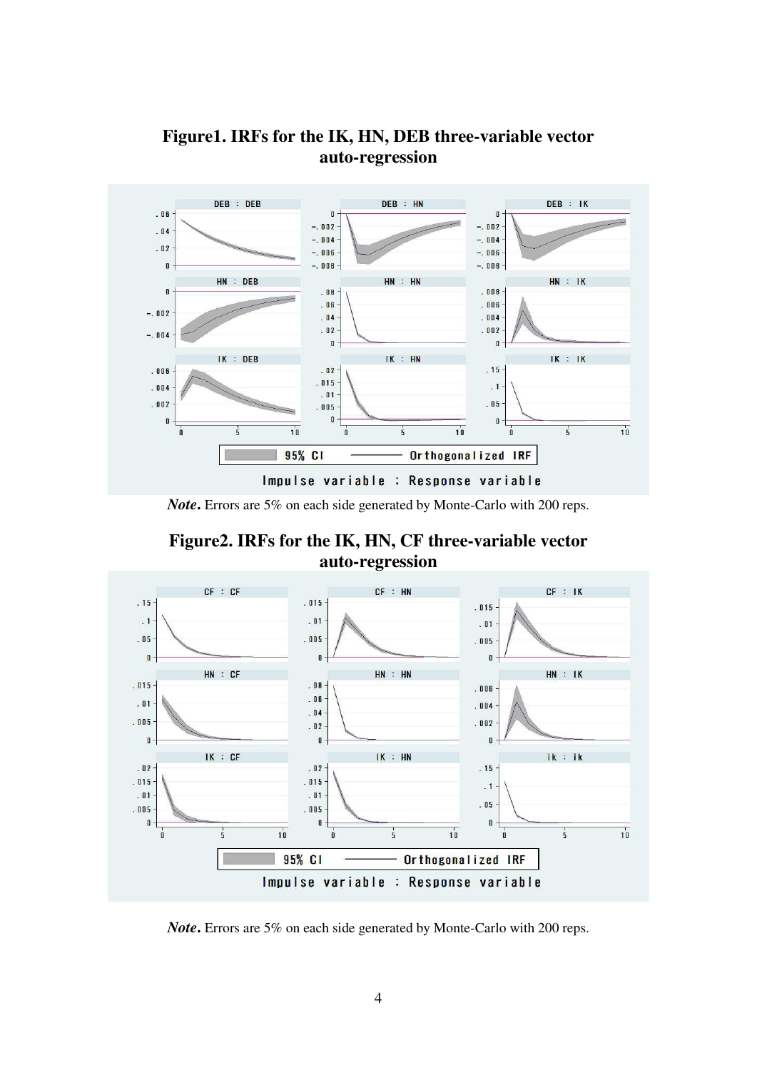**Figure1. IRFs for the IK, HN, DEB three-variable vector auto-regression**

***Note.*** Errors are 5% on each side generated by Monte-Carlo with 200 reps.

**Figure2. IRFs for the IK, HN, CF three-variable vector auto-regression**

***Note.*** Errors are 5% on each side generated by Monte-Carlo with 200 reps.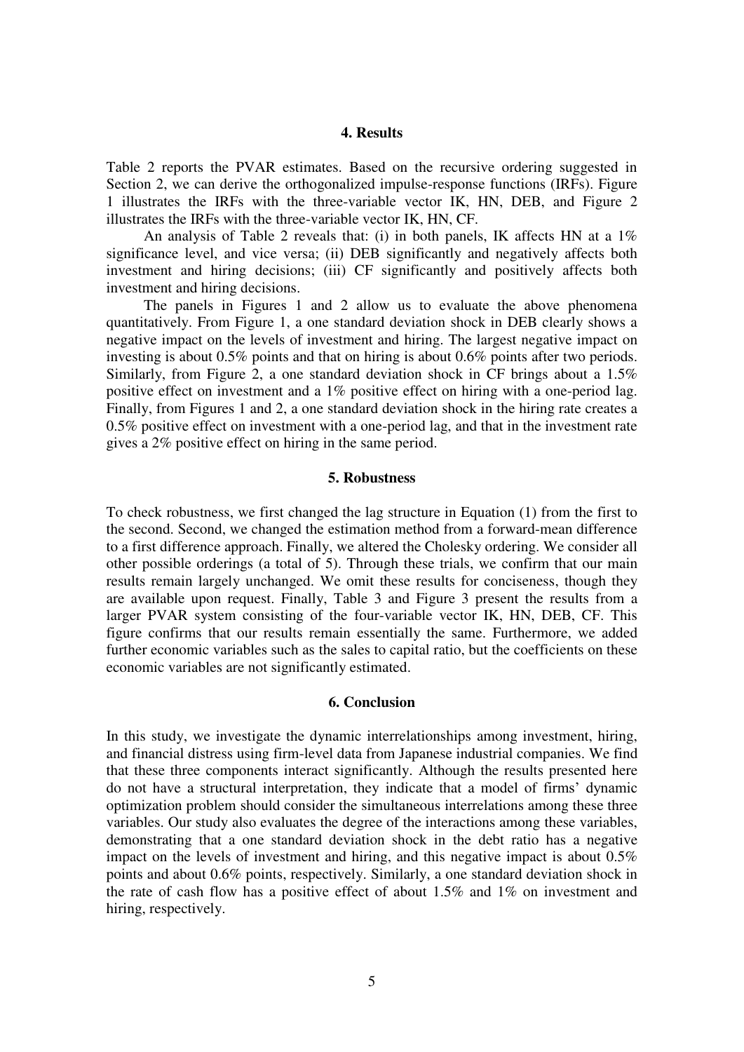## 4. Results

Table 2 reports the PVAR estimates. Based on the recursive ordering suggested in Section 2, we can derive the orthogonalized impulse-response functions (IRFs). Figure 1 illustrates the IRFs with the three-variable vector IK, HN, DEB, and Figure 2 illustrates the IRFs with the three-variable vector IK, HN, CF.

An analysis of Table 2 reveals that: (i) in both panels, IK affects HN at a 1% significance level, and vice versa; (ii) DEB significantly and negatively affects both investment and hiring decisions; (iii) CF significantly and positively affects both investment and hiring decisions.

The panels in Figures 1 and 2 allow us to evaluate the above phenomena quantitatively. From Figure 1, a one standard deviation shock in DEB clearly shows a negative impact on the levels of investment and hiring. The largest negative impact on investing is about 0.5% points and that on hiring is about 0.6% points after two periods. Similarly, from Figure 2, a one standard deviation shock in CF brings about a 1.5% positive effect on investment and a 1% positive effect on hiring with a one-period lag. Finally, from Figures 1 and 2, a one standard deviation shock in the hiring rate creates a 0.5% positive effect on investment with a one-period lag, and that in the investment rate gives a 2% positive effect on hiring in the same period.

## 5. Robustness

To check robustness, we first changed the lag structure in Equation (1) from the first to the second. Second, we changed the estimation method from a forward-mean difference to a first difference approach. Finally, we altered the Cholesky ordering. We consider all other possible orderings (a total of 5). Through these trials, we confirm that our main results remain largely unchanged. We omit these results for conciseness, though they are available upon request. Finally, Table 3 and Figure 3 present the results from a larger PVAR system consisting of the four-variable vector IK, HN, DEB, CF. This figure confirms that our results remain essentially the same. Furthermore, we added further economic variables such as the sales to capital ratio, but the coefficients on these economic variables are not significantly estimated.

## 6. Conclusion

In this study, we investigate the dynamic interrelationships among investment, hiring, and financial distress using firm-level data from Japanese industrial companies. We find that these three components interact significantly. Although the results presented here do not have a structural interpretation, they indicate that a model of firms' dynamic optimization problem should consider the simultaneous interrelations among these three variables. Our study also evaluates the degree of the interactions among these variables, demonstrating that a one standard deviation shock in the debt ratio has a negative impact on the levels of investment and hiring, and this negative impact is about 0.5% points and about 0.6% points, respectively. Similarly, a one standard deviation shock in the rate of cash flow has a positive effect of about 1.5% and 1% on investment and hiring, respectively.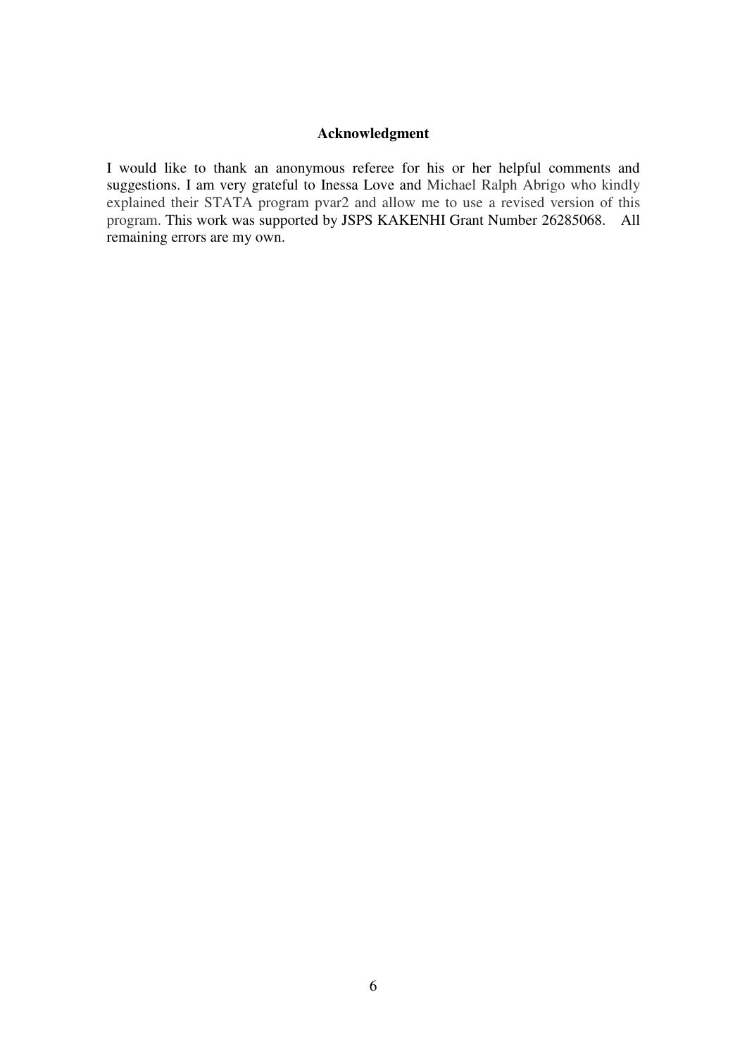## Acknowledgment

I would like to thank an anonymous referee for his or her helpful comments and suggestions. I am very grateful to Inessa Love and Michael Ralph Abrigo who kindly explained their STATA program pvar2 and allow me to use a revised version of this program. This work was supported by JSPS KAKENHI Grant Number 26285068. All remaining errors are my own.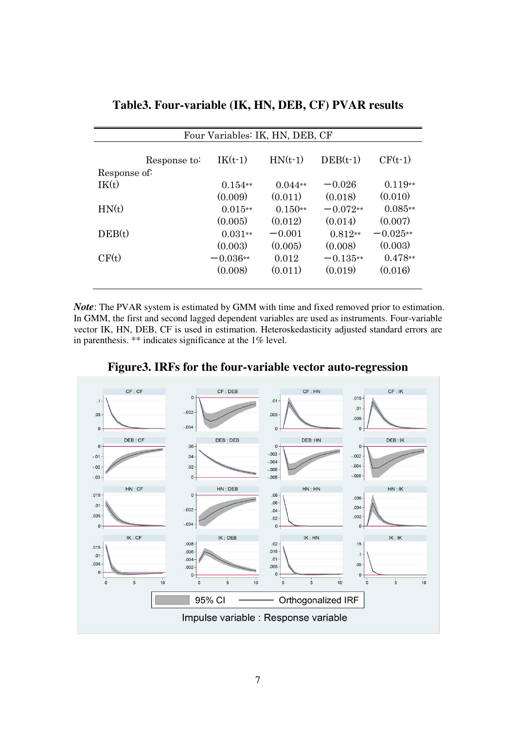**Table3. Four-variable (IK, HN, DEB, CF) PVAR results**

| Four Variables: IK, HN, DEB, CF | | | | |
|---|---|---|---|---|
| Response to: | IK(t-1) | HN(t-1) | DEB(t-1) | CF(t-1) |
| Response of: | | | | |
| IK(t) | 0.154** | 0.044** | −0.026 | 0.119** |
| | (0.009) | (0.011) | (0.018) | (0.010) |
| HN(t) | 0.015** | 0.150** | −0.072** | 0.085** |
| | (0.005) | (0.012) | (0.014) | (0.007) |
| DEB(t) | 0.031** | −0.001 | 0.812** | −0.025** |
| | (0.003) | (0.005) | (0.008) | (0.003) |
| CF(t) | −0.036** | 0.012 | −0.135** | 0.478** |
| | (0.008) | (0.011) | (0.019) | (0.016) |

***Note***: The PVAR system is estimated by GMM with time and fixed removed prior to estimation. In GMM, the first and second lagged dependent variables are used as instruments. Four-variable vector IK, HN, DEB, CF is used in estimation. Heteroskedasticity adjusted standard errors are in parenthesis. ** indicates significance at the 1% level.

**Figure3. IRFs for the four-variable vector auto-regression**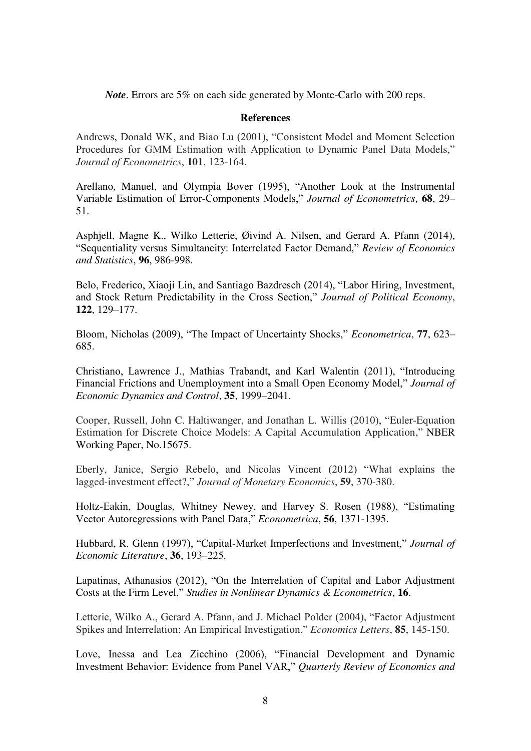*Note*. Errors are 5% on each side generated by Monte-Carlo with 200 reps.

## References

Andrews, Donald WK, and Biao Lu (2001), "Consistent Model and Moment Selection Procedures for GMM Estimation with Application to Dynamic Panel Data Models," *Journal of Econometrics*, **101**, 123-164.

Arellano, Manuel, and Olympia Bover (1995), "Another Look at the Instrumental Variable Estimation of Error-Components Models," *Journal of Econometrics*, **68**, 29–51.

Asphjell, Magne K., Wilko Letterie, Øivind A. Nilsen, and Gerard A. Pfann (2014), "Sequentiality versus Simultaneity: Interrelated Factor Demand," *Review of Economics and Statistics*, **96**, 986-998.

Belo, Frederico, Xiaoji Lin, and Santiago Bazdresch (2014), "Labor Hiring, Investment, and Stock Return Predictability in the Cross Section," *Journal of Political Economy*, **122**, 129–177.

Bloom, Nicholas (2009), "The Impact of Uncertainty Shocks," *Econometrica*, **77**, 623–685.

Christiano, Lawrence J., Mathias Trabandt, and Karl Walentin (2011), "Introducing Financial Frictions and Unemployment into a Small Open Economy Model," *Journal of Economic Dynamics and Control*, **35**, 1999–2041.

Cooper, Russell, John C. Haltiwanger, and Jonathan L. Willis (2010), "Euler-Equation Estimation for Discrete Choice Models: A Capital Accumulation Application," NBER Working Paper, No.15675.

Eberly, Janice, Sergio Rebelo, and Nicolas Vincent (2012) "What explains the lagged-investment effect?," *Journal of Monetary Economics*, **59**, 370-380.

Holtz-Eakin, Douglas, Whitney Newey, and Harvey S. Rosen (1988), "Estimating Vector Autoregressions with Panel Data," *Econometrica*, **56**, 1371-1395.

Hubbard, R. Glenn (1997), "Capital-Market Imperfections and Investment," *Journal of Economic Literature*, **36**, 193–225.

Lapatinas, Athanasios (2012), "On the Interrelation of Capital and Labor Adjustment Costs at the Firm Level," *Studies in Nonlinear Dynamics & Econometrics*, **16**.

Letterie, Wilko A., Gerard A. Pfann, and J. Michael Polder (2004), "Factor Adjustment Spikes and Interrelation: An Empirical Investigation," *Economics Letters*, **85**, 145-150.

Love, Inessa and Lea Zicchino (2006), "Financial Development and Dynamic Investment Behavior: Evidence from Panel VAR," *Quarterly Review of Economics and*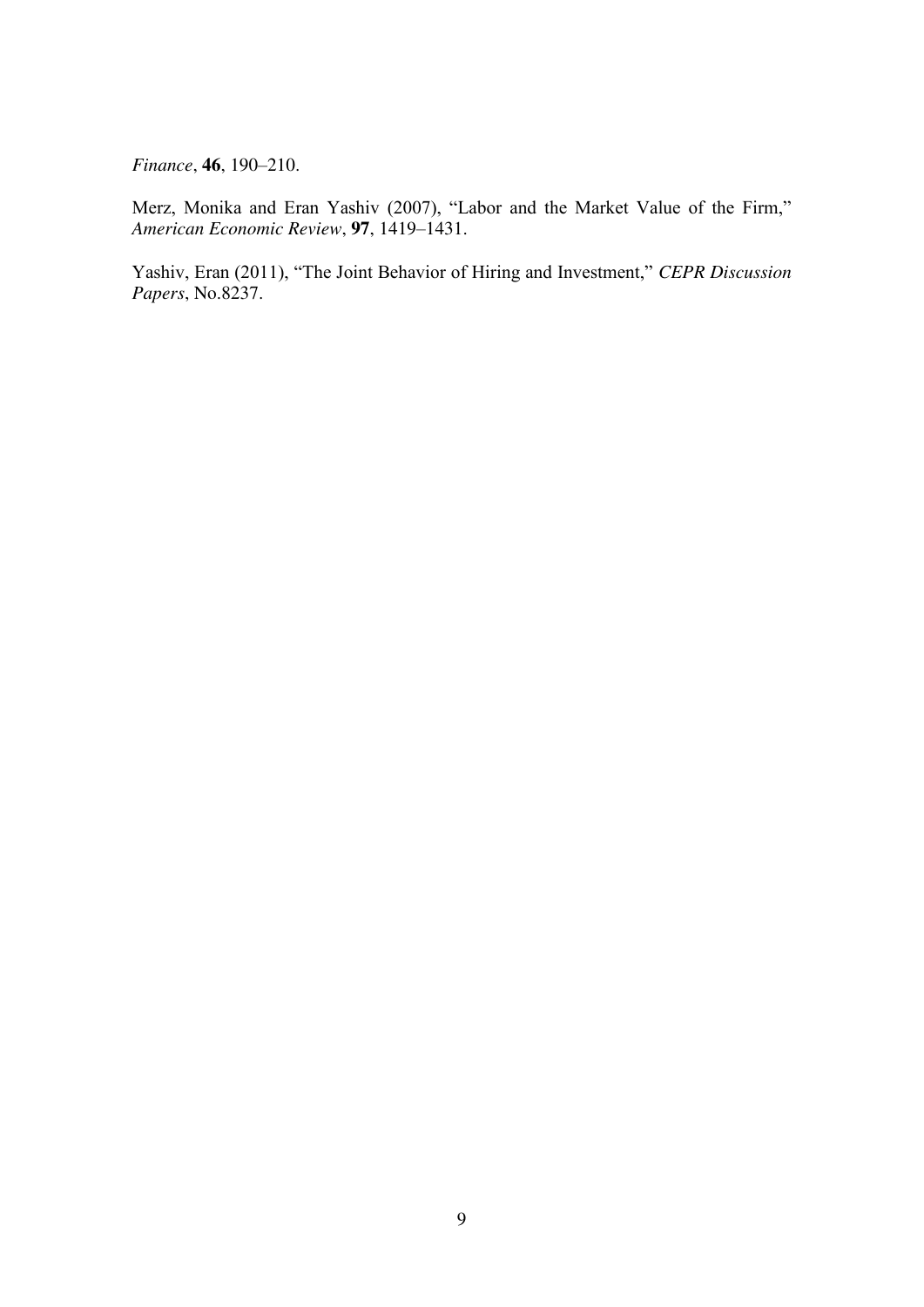*Finance*, **46**, 190–210.

Merz, Monika and Eran Yashiv (2007), "Labor and the Market Value of the Firm," *American Economic Review*, **97**, 1419–1431.

Yashiv, Eran (2011), "The Joint Behavior of Hiring and Investment," *CEPR Discussion Papers*, No.8237.